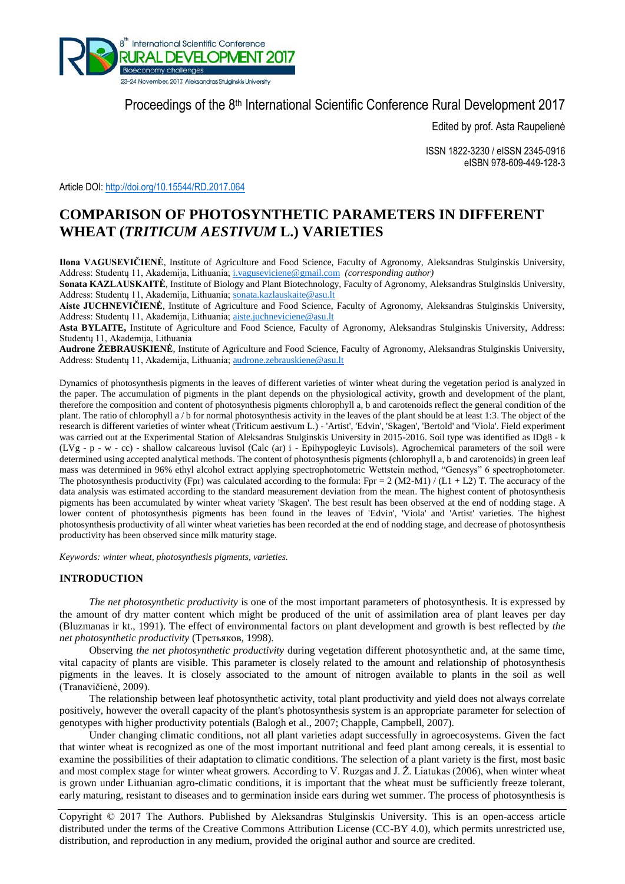Proceedings of the 8th International Scientific Conference Rural Development 2017

Edited by prof. Asta Raupelienė

ISSN 1822-3230 / eISSN 2345-0916
eISBN 978-609-449-128-3

Article DOI: http://doi.org/10.15544/RD.2017.064

# COMPARISON OF PHOTOSYNTHETIC PARAMETERS IN DIFFERENT WHEAT (*TRITICUM AESTIVUM* L.) VARIETIES

**Ilona VAGUSEVIČIENĖ**, Institute of Agriculture and Food Science, Faculty of Agronomy, Aleksandras Stulginskis University, Address: Studentų 11, Akademija, Lithuania; i.vaguseviciene@gmail.com *(corresponding author)*

**Sonata KAZLAUSKAITĖ**, Institute of Biology and Plant Biotechnology, Faculty of Agronomy, Aleksandras Stulginskis University, Address: Studentų 11, Akademija, Lithuania; sonata.kazlauskaite@asu.lt

**Aiste JUCHNEVIČIENĖ**, Institute of Agriculture and Food Science, Faculty of Agronomy, Aleksandras Stulginskis University, Address: Studentų 11, Akademija, Lithuania; aiste.juchneviciene@asu.lt

**Asta BYLAITE,** Institute of Agriculture and Food Science, Faculty of Agronomy, Aleksandras Stulginskis University, Address: Studentų 11, Akademija, Lithuania

**Audrone ŽEBRAUSKIENĖ**, Institute of Agriculture and Food Science, Faculty of Agronomy, Aleksandras Stulginskis University, Address: Studentų 11, Akademija, Lithuania; audrone.zebrauskiene@asu.lt

Dynamics of photosynthesis pigments in the leaves of different varieties of winter wheat during the vegetation period is analyzed in the paper. The accumulation of pigments in the plant depends on the physiological activity, growth and development of the plant, therefore the composition and content of photosynthesis pigments chlorophyll a, b and carotenoids reflect the general condition of the plant. The ratio of chlorophyll a / b for normal photosynthesis activity in the leaves of the plant should be at least 1:3. The object of the research is different varieties of winter wheat (Triticum aestivum L.) - 'Artist', 'Edvin', 'Skagen', 'Bertold' and 'Viola'. Field experiment was carried out at the Experimental Station of Aleksandras Stulginskis University in 2015-2016. Soil type was identified as IDg8 - k (LVg - p - w - cc) - shallow calcareous luvisol (Calc (ar) i - Epihypogleyic Luvisols). Agrochemical parameters of the soil were determined using accepted analytical methods. The content of photosynthesis pigments (chlorophyll a, b and carotenoids) in green leaf mass was determined in 96% ethyl alcohol extract applying spectrophotometric Wettstein method, "Genesys" 6 spectrophotometer. The photosynthesis productivity (Fpr) was calculated according to the formula: $Fpr = 2 (M2-M1) / (L1 + L2) T$. The accuracy of the data analysis was estimated according to the standard measurement deviation from the mean. The highest content of photosynthesis pigments has been accumulated by winter wheat variety 'Skagen'. The best result has been observed at the end of nodding stage. A lower content of photosynthesis pigments has been found in the leaves of 'Edvin', 'Viola' and 'Artist' varieties. The highest photosynthesis productivity of all winter wheat varieties has been recorded at the end of nodding stage, and decrease of photosynthesis productivity has been observed since milk maturity stage.

*Keywords: winter wheat, photosynthesis pigments, varieties.*

## INTRODUCTION

*The net photosynthetic productivity* is one of the most important parameters of photosynthesis. It is expressed by the amount of dry matter content which might be produced of the unit of assimilation area of plant leaves per day (Bluzmanas ir kt., 1991). The effect of environmental factors on plant development and growth is best reflected by *the net photosynthetic productivity* (Третьяков, 1998).

Observing *the net photosynthetic productivity* during vegetation different photosynthetic and, at the same time, vital capacity of plants are visible. This parameter is closely related to the amount and relationship of photosynthesis pigments in the leaves. It is closely associated to the amount of nitrogen available to plants in the soil as well (Tranavičienė, 2009).

The relationship between leaf photosynthetic activity, total plant productivity and yield does not always correlate positively, however the overall capacity of the plant's photosynthesis system is an appropriate parameter for selection of genotypes with higher productivity potentials (Balogh et al., 2007; Chapple, Campbell, 2007).

Under changing climatic conditions, not all plant varieties adapt successfully in agroecosystems. Given the fact that winter wheat is recognized as one of the most important nutritional and feed plant among cereals, it is essential to examine the possibilities of their adaptation to climatic conditions. The selection of a plant variety is the first, most basic and most complex stage for winter wheat growers. According to V. Ruzgas and J. Ž. Liatukas (2006), when winter wheat is grown under Lithuanian agro-climatic conditions, it is important that the wheat must be sufficiently freeze tolerant, early maturing, resistant to diseases and to germination inside ears during wet summer. The process of photosynthesis is

Copyright © 2017 The Authors. Published by Aleksandras Stulginskis University. This is an open-access article distributed under the terms of the Creative Commons Attribution License (CC-BY 4.0), which permits unrestricted use, distribution, and reproduction in any medium, provided the original author and source are credited.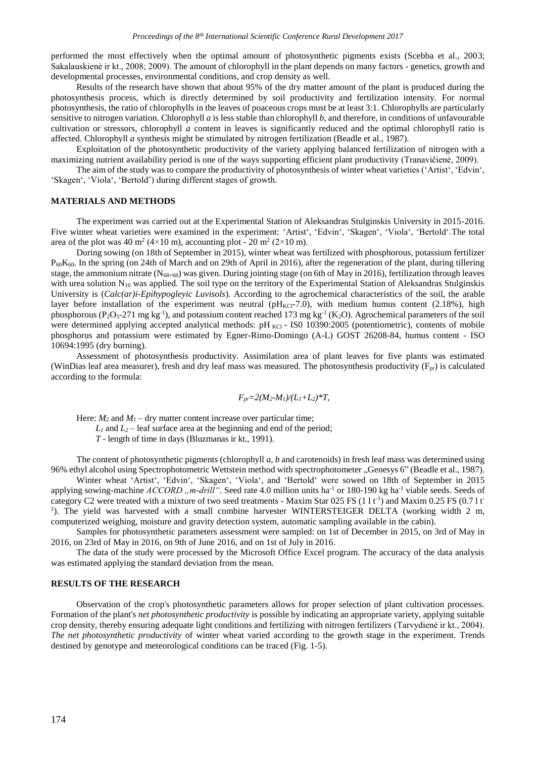performed the most effectively when the optimal amount of photosynthetic pigments exists (Scebba et al., 2003; Sakalauskienė ir kt., 2008; 2009). The amount of chlorophyll in the plant depends on many factors - genetics, growth and developmental processes, environmental conditions, and crop density as well.

Results of the research have shown that about 95% of the dry matter amount of the plant is produced during the photosynthesis process, which is directly determined by soil productivity and fertilization intensity. For normal photosynthesis, the ratio of chlorophylls in the leaves of poaceous crops must be at least 3:1. Chlorophylls are particularly sensitive to nitrogen variation. Chlorophyll *a* is less stable than chlorophyll *b*, and therefore, in conditions of unfavourable cultivation or stressors, chlorophyll *a* content in leaves is significantly reduced and the optimal chlorophyll ratio is affected. Chlorophyll *a* synthesis might be stimulated by nitrogen fertilization (Beadle et al., 1987).

Exploitation of the photosynthetic productivity of the variety applying balanced fertilization of nitrogen with a maximizing nutrient availability period is one of the ways supporting efficient plant productivity (Tranavičienė, 2009).

The aim of the study was to compare the productivity of photosynthesis of winter wheat varieties ('Artist', 'Edvin', 'Skagen', 'Viola', 'Bertold') during different stages of growth.

## MATERIALS AND METHODS

The experiment was carried out at the Experimental Station of Aleksandras Stulginskis University in 2015-2016. Five winter wheat varieties were examined in the experiment: 'Artist', 'Edvin', 'Skagen', 'Viola', 'Bertold'.The total area of the plot was 40 $m^2$ (4×10 m), accounting plot - 20 $m^2$ (2×10 m).

During sowing (on 18th of September in 2015), winter wheat was fertilized with phosphorous, potassium fertilizer $P_{60}K_{60}$. In the spring (on 24th of March and on 29th of April in 2016), after the regeneration of the plant, during tillering stage, the ammonium nitrate ($N_{68+68}$) was given. During jointing stage (on 6th of May in 2016), fertilization through leaves with urea solution $N_{10}$ was applied. The soil type on the territory of the Experimental Station of Aleksandras Stulginskis University is (*Calc(ar)i-Epihypogleyic Luvisols*). According to the agrochemical characteristics of the soil, the arable layer before installation of the experiment was neutral ($pH_{KCl}$-7.0), with medium humus content (2.18%), high phosphorous ($P_2O_5$-271 mg $kg^{-1}$), and potassium content reached 173 mg $kg^{-1}$ ($K_2O$). Agrochemical parameters of the soil were determined applying accepted analytical methods: $pH_{KCl}$ - IS0 10390:2005 (potentiometric), contents of mobile phosphorus and potassium were estimated by Egner-Rimo-Domingo (A-L) GOST 26208-84, humus content - ISO 10694:1995 (dry burning).

Assessment of photosynthesis productivity. Assimilation area of plant leaves for five plants was estimated (WinDias leaf area measurer), fresh and dry leaf mass was measured. The photosynthesis productivity ($F_{pr}$) is calculated according to the formula:

$$F_{pr}=2(M_2-M_1)/(L_1+L_2)*T,$$

Here: $M_2$ and $M_1$ – dry matter content increase over particular time;
$L_1$ and $L_2$ – leaf surface area at the beginning and end of the period;
$T$ - length of time in days (Bluzmanas ir kt., 1991).

The content of photosynthetic pigments (chlorophyll *a*, *b* and carotenoids) in fresh leaf mass was determined using 96% ethyl alcohol using Spectrophotometric Wettstein method with spectrophotometer „Genesys 6" (Beadle et al., 1987).

Winter wheat 'Artist', 'Edvin', 'Skagen', 'Viola', and 'Bertold' were sowed on 18th of September in 2015 applying sowing-machine *ACCORD „m-drill"*. Seed rate 4.0 million units $ha^{-1}$ or 180-190 kg $ha^{-1}$ viable seeds. Seeds of category C2 were treated with a mixture of two seed treatments - Maxim Star 025 FS (1 l $t^{-1}$) and Maxim 0.25 FS (0.7 l $t^{-1}$). The yield was harvested with a small combine harvester WINTERSTEIGER DELTA (working width 2 m, computerized weighing, moisture and gravity detection system, automatic sampling available in the cabin).

Samples for photosynthetic parameters assessment were sampled: on 1st of December in 2015, on 3rd of May in 2016, on 23rd of May in 2016, on 9th of June 2016, and on 1st of July in 2016.

The data of the study were processed by the Microsoft Office Excel program. The accuracy of the data analysis was estimated applying the standard deviation from the mean.

## RESULTS OF THE RESEARCH

Observation of the crop's photosynthetic parameters allows for proper selection of plant cultivation processes. Formation of the plant's *net photosynthetic productivity* is possible by indicating an appropriate variety, applying suitable crop density, thereby ensuring adequate light conditions and fertilizing with nitrogen fertilizers (Tarvydienė ir kt., 2004). *The net photosynthetic productivity* of winter wheat varied according to the growth stage in the experiment. Trends destined by genotype and meteorological conditions can be traced (Fig. 1-5).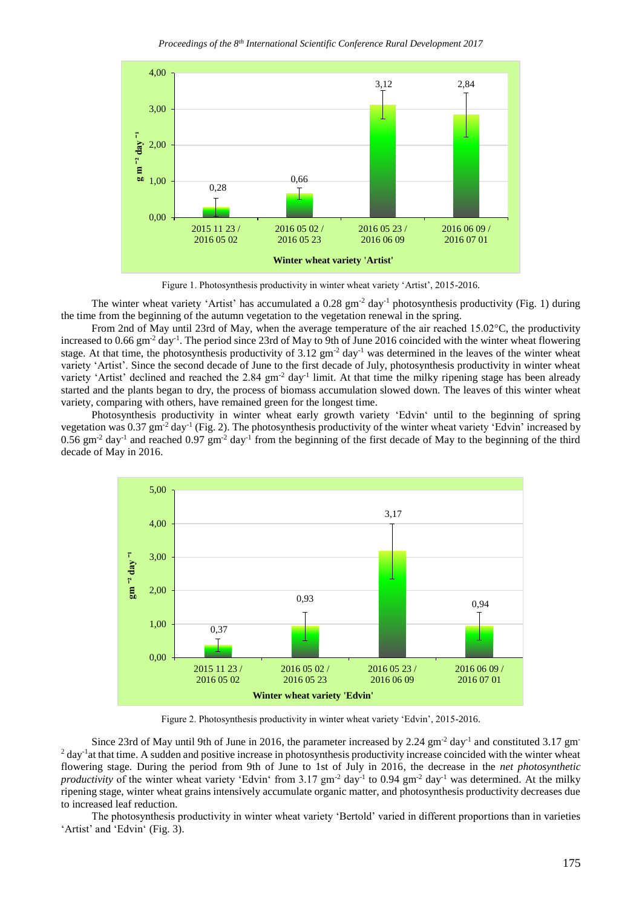Figure 1. Photosynthesis productivity in winter wheat variety 'Artist', 2015-2016.

The winter wheat variety 'Artist' has accumulated a 0.28 $gm^{-2}$ $day^{-1}$ photosynthesis productivity (Fig. 1) during the time from the beginning of the autumn vegetation to the vegetation renewal in the spring.

From 2nd of May until 23rd of May, when the average temperature of the air reached 15.02°C, the productivity increased to 0.66 $gm^{-2}$ $day^{-1}$. The period since 23rd of May to 9th of June 2016 coincided with the winter wheat flowering stage. At that time, the photosynthesis productivity of 3.12 $gm^{-2}$ $day^{-1}$ was determined in the leaves of the winter wheat variety 'Artist'. Since the second decade of June to the first decade of July, photosynthesis productivity in winter wheat variety 'Artist' declined and reached the 2.84 $gm^{-2}$ $day^{-1}$ limit. At that time the milky ripening stage has been already started and the plants began to dry, the process of biomass accumulation slowed down. The leaves of this winter wheat variety, comparing with others, have remained green for the longest time.

Photosynthesis productivity in winter wheat early growth variety 'Edvin' until to the beginning of spring vegetation was 0.37 $gm^{-2}$ $day^{-1}$ (Fig. 2). The photosynthesis productivity of the winter wheat variety 'Edvin' increased by 0.56 $gm^{-2}$ $day^{-1}$ and reached 0.97 $gm^{-2}$ $day^{-1}$ from the beginning of the first decade of May to the beginning of the third decade of May in 2016.

Figure 2. Photosynthesis productivity in winter wheat variety 'Edvin', 2015-2016.

Since 23rd of May until 9th of June in 2016, the parameter increased by 2.24 $gm^{-2}$ $day^{-1}$ and constituted 3.17 $gm^{-2}$ $day^{-1}$at that time. A sudden and positive increase in photosynthesis productivity increase coincided with the winter wheat flowering stage. During the period from 9th of June to 1st of July in 2016, the decrease in the *net photosynthetic productivity* of the winter wheat variety 'Edvin' from 3.17 $gm^{-2}$ $day^{-1}$ to 0.94 $gm^{-2}$ $day^{-1}$ was determined. At the milky ripening stage, winter wheat grains intensively accumulate organic matter, and photosynthesis productivity decreases due to increased leaf reduction.

The photosynthesis productivity in winter wheat variety 'Bertold' varied in different proportions than in varieties 'Artist' and 'Edvin' (Fig. 3).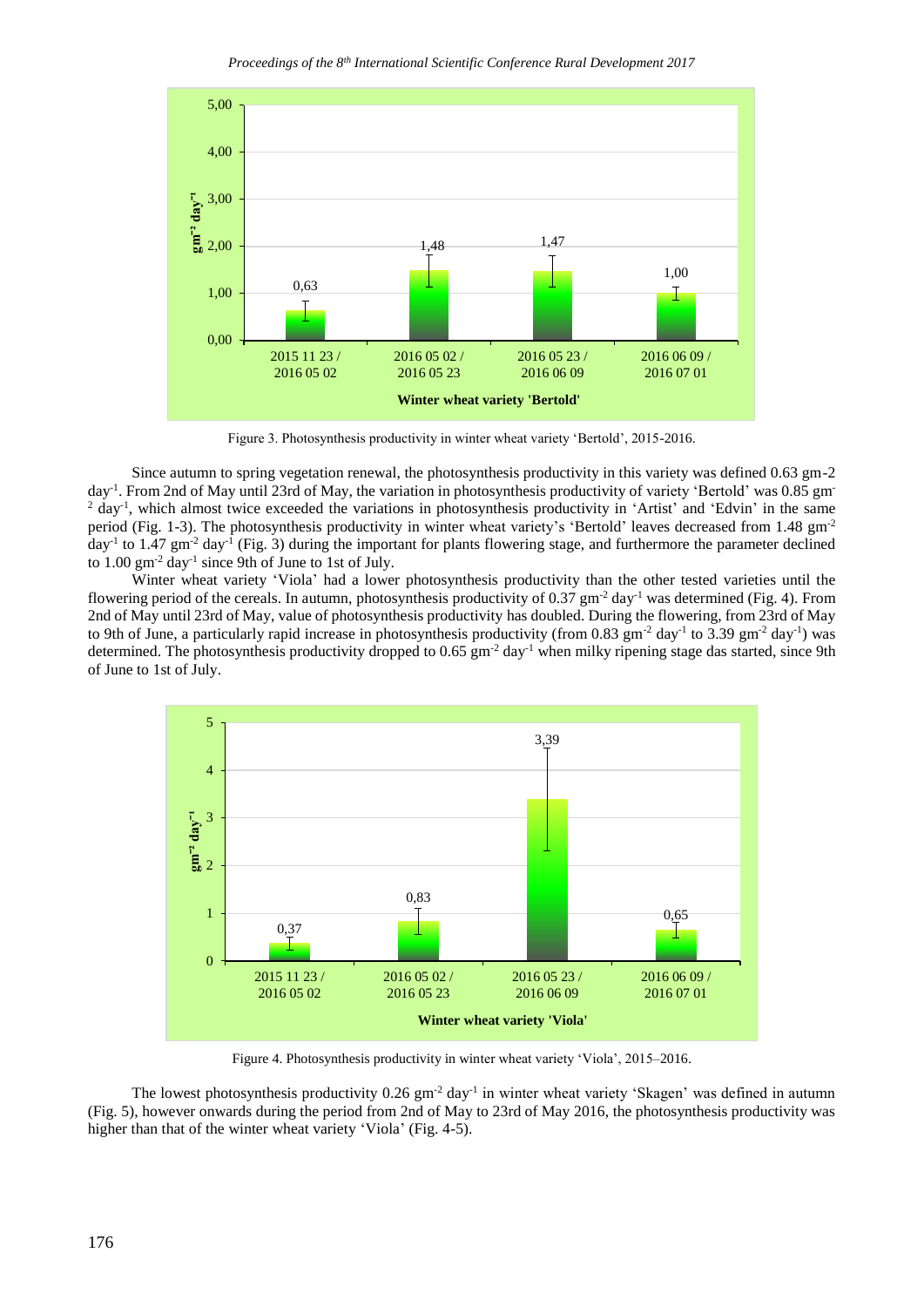Figure 3. Photosynthesis productivity in winter wheat variety 'Bertold', 2015-2016.

Since autumn to spring vegetation renewal, the photosynthesis productivity in this variety was defined 0.63 gm-2 day$^{-1}$. From 2nd of May until 23rd of May, the variation in photosynthesis productivity of variety 'Bertold' was 0.85 gm$^{-2}$ day$^{-1}$, which almost twice exceeded the variations in photosynthesis productivity in 'Artist' and 'Edvin' in the same period (Fig. 1-3). The photosynthesis productivity in winter wheat variety's 'Bertold' leaves decreased from 1.48 gm$^{-2}$ day$^{-1}$ to 1.47 gm$^{-2}$ day$^{-1}$ (Fig. 3) during the important for plants flowering stage, and furthermore the parameter declined to 1.00 gm$^{-2}$ day$^{-1}$ since 9th of June to 1st of July.

Winter wheat variety 'Viola' had a lower photosynthesis productivity than the other tested varieties until the flowering period of the cereals. In autumn, photosynthesis productivity of 0.37 gm$^{-2}$ day$^{-1}$ was determined (Fig. 4). From 2nd of May until 23rd of May, value of photosynthesis productivity has doubled. During the flowering, from 23rd of May to 9th of June, a particularly rapid increase in photosynthesis productivity (from 0.83 gm$^{-2}$ day$^{-1}$ to 3.39 gm$^{-2}$ day$^{-1}$) was determined. The photosynthesis productivity dropped to 0.65 gm$^{-2}$ day$^{-1}$ when milky ripening stage das started, since 9th of June to 1st of July.

Figure 4. Photosynthesis productivity in winter wheat variety 'Viola', 2015–2016.

The lowest photosynthesis productivity 0.26 gm$^{-2}$ day$^{-1}$ in winter wheat variety 'Skagen' was defined in autumn (Fig. 5), however onwards during the period from 2nd of May to 23rd of May 2016, the photosynthesis productivity was higher than that of the winter wheat variety 'Viola' (Fig. 4-5).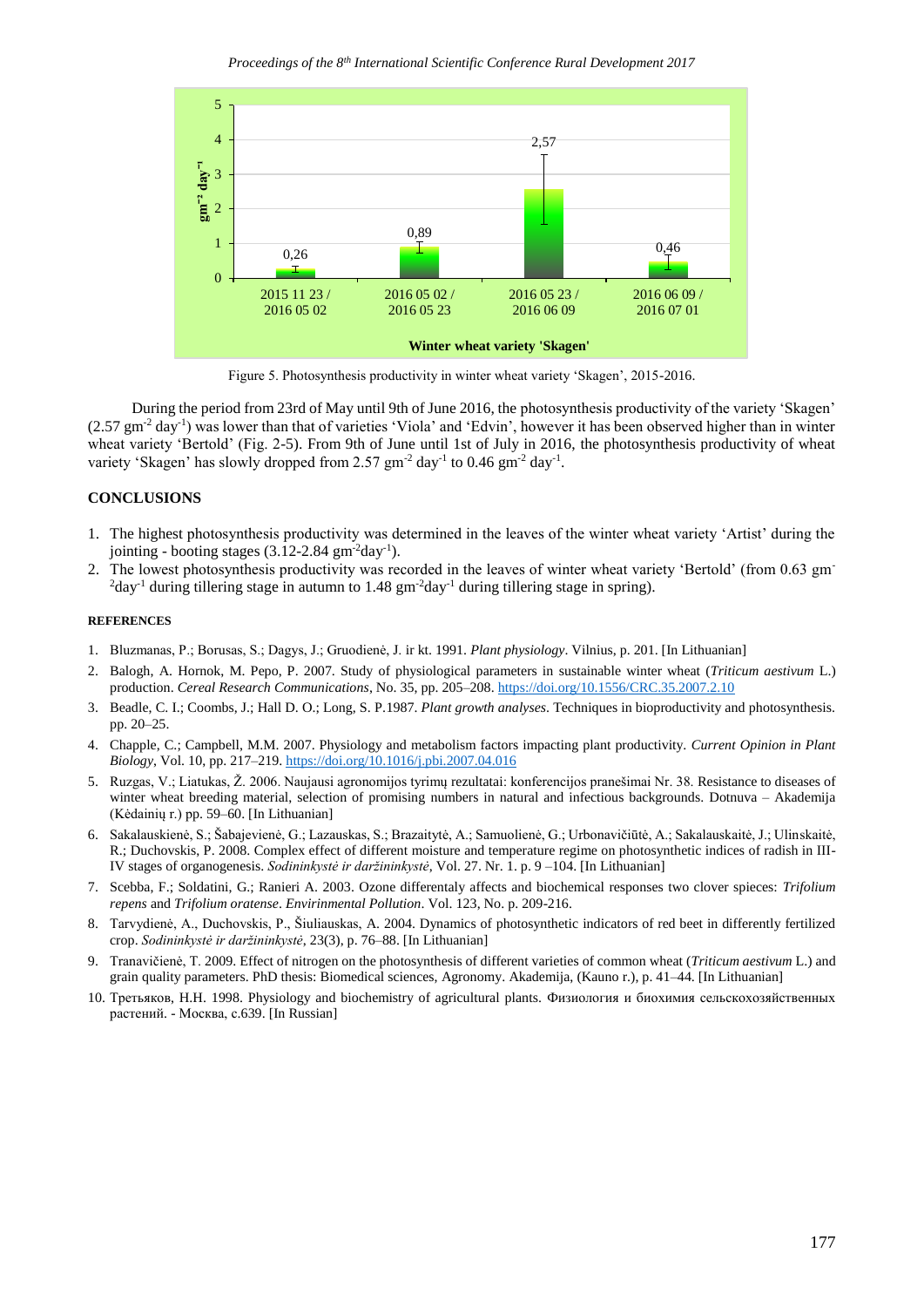5

4

$gm^{-2}\ day^{-1}$ 3

2

1

0

0,26

0,89

2,57

0,46

2015 11 23 / 2016 05 02

2016 05 02 / 2016 05 23

2016 05 23 / 2016 06 09

2016 06 09 / 2016 07 01

**Winter wheat variety 'Skagen'**

Figure 5. Photosynthesis productivity in winter wheat variety 'Skagen', 2015-2016.

During the period from 23rd of May until 9th of June 2016, the photosynthesis productivity of the variety 'Skagen' (2.57 $gm^{-2}\ day^{-1}$) was lower than that of varieties 'Viola' and 'Edvin', however it has been observed higher than in winter wheat variety 'Bertold' (Fig. 2-5). From 9th of June until 1st of July in 2016, the photosynthesis productivity of wheat variety 'Skagen' has slowly dropped from 2.57 $gm^{-2}\ day^{-1}$ to 0.46 $gm^{-2}\ day^{-1}$.

## CONCLUSIONS

1. The highest photosynthesis productivity was determined in the leaves of the winter wheat variety 'Artist' during the jointing - booting stages (3.12-2.84 $gm^{-2}day^{-1}$).
2. The lowest photosynthesis productivity was recorded in the leaves of winter wheat variety 'Bertold' (from 0.63 $gm^{-2}day^{-1}$ during tillering stage in autumn to 1.48 $gm^{-2}day^{-1}$ during tillering stage in spring).

### REFERENCES

1. Bluzmanas, P.; Borusas, S.; Dagys, J.; Gruodienė, J. ir kt. 1991. *Plant physiology*. Vilnius, p. 201. [In Lithuanian]
2. Balogh, A. Hornok, M. Pepo, P. 2007. Study of physiological parameters in sustainable winter wheat (*Triticum aestivum* L.) production. *Cereal Research Communications*, No. 35, pp. 205–208. https://doi.org/10.1556/CRC.35.2007.2.10
3. Beadle, C. I.; Coombs, J.; Hall D. O.; Long, S. P.1987. *Plant growth analyses*. Techniques in bioproductivity and photosynthesis. pp. 20–25.
4. Chapple, C.; Campbell, M.M. 2007. Physiology and metabolism factors impacting plant productivity. *Current Opinion in Plant Biology*, Vol. 10, pp. 217–219. https://doi.org/10.1016/j.pbi.2007.04.016
5. Ruzgas, V.; Liatukas, Ž. 2006. Naujausi agronomijos tyrimų rezultatai: konferencijos pranešimai Nr. 38. Resistance to diseases of winter wheat breeding material, selection of promising numbers in natural and infectious backgrounds. Dotnuva – Akademija (Kėdainių r.) pp. 59–60. [In Lithuanian]
6. Sakalauskienė, S.; Šabajevienė, G.; Lazauskas, S.; Brazaitytė, A.; Samuolienė, G.; Urbonavičiūtė, A.; Sakalauskaitė, J.; Ulinskaitė, R.; Duchovskis, P. 2008. Complex effect of different moisture and temperature regime on photosynthetic indices of radish in III-IV stages of organogenesis. *Sodininkystė ir daržininkystė*, Vol. 27. Nr. 1. p. 9 –104. [In Lithuanian]
7. Scebba, F.; Soldatini, G.; Ranieri A. 2003. Ozone differentaly affects and biochemical responses two clover spieces: *Trifolium repens* and *Trifolium oratense*. *Envirinmental Pollution*. Vol. 123, No. p. 209-216.
8. Tarvydienė, A., Duchovskis, P., Šiuliauskas, A. 2004. Dynamics of photosynthetic indicators of red beet in differently fertilized crop. *Sodininkystė ir daržininkystė*, 23(3), p. 76–88. [In Lithuanian]
9. Tranavičienė, T. 2009. Effect of nitrogen on the photosynthesis of different varieties of common wheat (*Triticum aestivum* L.) and grain quality parameters. PhD thesis: Biomedical sciences, Agronomy. Akademija, (Kauno r.), p. 41–44. [In Lithuanian]
10. Третьяков, Н.Н. 1998. Physiology and biochemistry of agricultural plants. Физиология и биохимия сельскохозяйственных растений. - Москва, с.639. [In Russian]